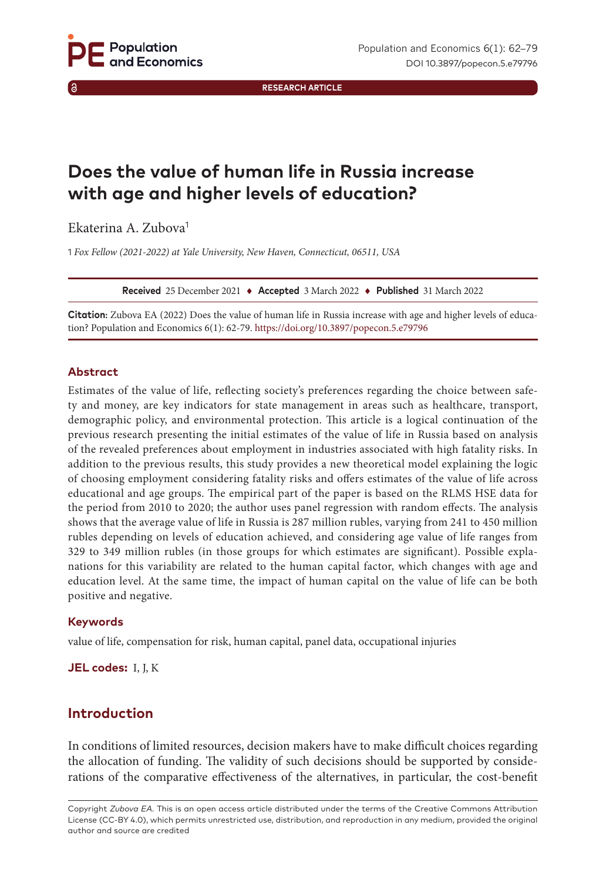RESEARCH ARTICLE

# Does the value of human life in Russia increase with age and higher levels of education?

Ekaterina A. Zubova[1]

1 *Fox Fellow (2021-2022) at Yale University, New Haven, Connecticut, 06511, USA*

**Received** 25 December 2021 ♦ **Accepted** 3 March 2022 ♦ **Published** 31 March 2022

**Citation:** Zubova EA (2022) Does the value of human life in Russia increase with age and higher levels of education? Population and Economics 6(1): 62-79. https://doi.org/10.3897/popecon.5.e79796

## Abstract

Estimates of the value of life, reflecting society's preferences regarding the choice between safety and money, are key indicators for state management in areas such as healthcare, transport, demographic policy, and environmental protection. This article is a logical continuation of the previous research presenting the initial estimates of the value of life in Russia based on analysis of the revealed preferences about employment in industries associated with high fatality risks. In addition to the previous results, this study provides a new theoretical model explaining the logic of choosing employment considering fatality risks and offers estimates of the value of life across educational and age groups. The empirical part of the paper is based on the RLMS HSE data for the period from 2010 to 2020; the author uses panel regression with random effects. The analysis shows that the average value of life in Russia is 287 million rubles, varying from 241 to 450 million rubles depending on levels of education achieved, and considering age value of life ranges from 329 to 349 million rubles (in those groups for which estimates are significant). Possible explanations for this variability are related to the human capital factor, which changes with age and education level. At the same time, the impact of human capital on the value of life can be both positive and negative.

### Keywords

value of life, compensation for risk, human capital, panel data, occupational injuries

**JEL codes:** I, J, K

## Introduction

In conditions of limited resources, decision makers have to make difficult choices regarding the allocation of funding. The validity of such decisions should be supported by considerations of the comparative effectiveness of the alternatives, in particular, the cost-benefit

Copyright *Zubova EA.* This is an open access article distributed under the terms of the Creative Commons Attribution License (CC-BY 4.0), which permits unrestricted use, distribution, and reproduction in any medium, provided the original author and source are credited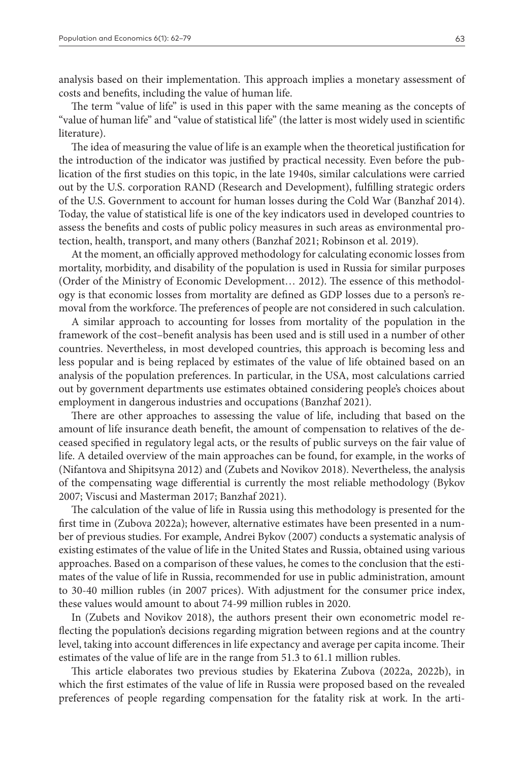analysis based on their implementation. This approach implies a monetary assessment of costs and benefits, including the value of human life.

The term "value of life" is used in this paper with the same meaning as the concepts of "value of human life" and "value of statistical life" (the latter is most widely used in scientific literature).

The idea of measuring the value of life is an example when the theoretical justification for the introduction of the indicator was justified by practical necessity. Even before the publication of the first studies on this topic, in the late 1940s, similar calculations were carried out by the U.S. corporation RAND (Research and Development), fulfilling strategic orders of the U.S. Government to account for human losses during the Cold War (Banzhaf 2014). Today, the value of statistical life is one of the key indicators used in developed countries to assess the benefits and costs of public policy measures in such areas as environmental protection, health, transport, and many others (Banzhaf 2021; Robinson et al. 2019).

At the moment, an officially approved methodology for calculating economic losses from mortality, morbidity, and disability of the population is used in Russia for similar purposes (Order of the Ministry of Economic Development… 2012). The essence of this methodology is that economic losses from mortality are defined as GDP losses due to a person's removal from the workforce. The preferences of people are not considered in such calculation.

A similar approach to accounting for losses from mortality of the population in the framework of the cost–benefit analysis has been used and is still used in a number of other countries. Nevertheless, in most developed countries, this approach is becoming less and less popular and is being replaced by estimates of the value of life obtained based on an analysis of the population preferences. In particular, in the USA, most calculations carried out by government departments use estimates obtained considering people's choices about employment in dangerous industries and occupations (Banzhaf 2021).

There are other approaches to assessing the value of life, including that based on the amount of life insurance death benefit, the amount of compensation to relatives of the deceased specified in regulatory legal acts, or the results of public surveys on the fair value of life. A detailed overview of the main approaches can be found, for example, in the works of (Nifantova and Shipitsyna 2012) and (Zubets and Novikov 2018). Nevertheless, the analysis of the compensating wage differential is currently the most reliable methodology (Bykov 2007; Viscusi and Masterman 2017; Banzhaf 2021).

The calculation of the value of life in Russia using this methodology is presented for the first time in (Zubova 2022a); however, alternative estimates have been presented in a number of previous studies. For example, Andrei Bykov (2007) conducts a systematic analysis of existing estimates of the value of life in the United States and Russia, obtained using various approaches. Based on a comparison of these values, he comes to the conclusion that the estimates of the value of life in Russia, recommended for use in public administration, amount to 30-40 million rubles (in 2007 prices). With adjustment for the consumer price index, these values would amount to about 74-99 million rubles in 2020.

In (Zubets and Novikov 2018), the authors present their own econometric model reflecting the population's decisions regarding migration between regions and at the country level, taking into account differences in life expectancy and average per capita income. Their estimates of the value of life are in the range from 51.3 to 61.1 million rubles.

This article elaborates two previous studies by Ekaterina Zubova (2022a, 2022b), in which the first estimates of the value of life in Russia were proposed based on the revealed preferences of people regarding compensation for the fatality risk at work. In the arti-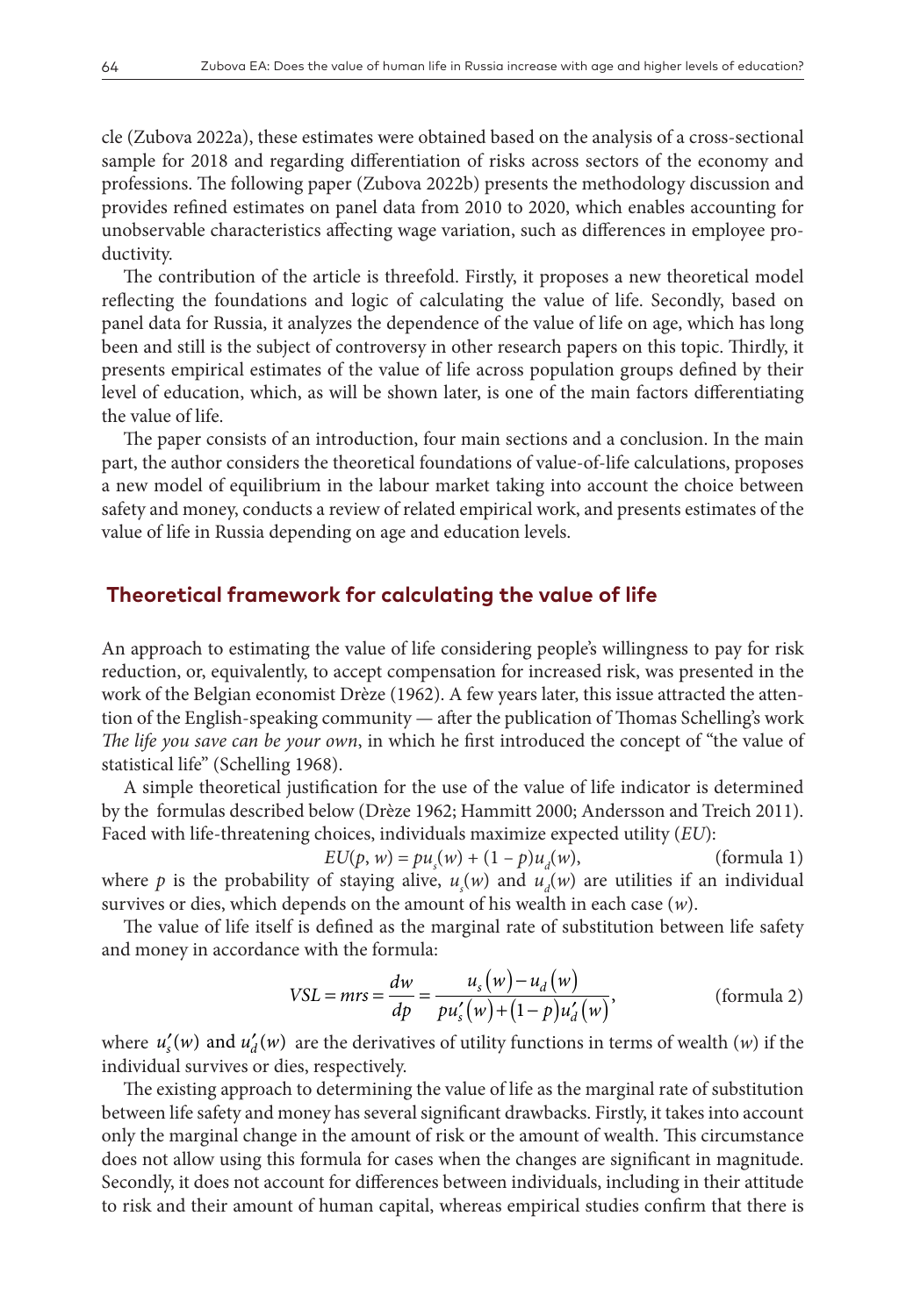cle (Zubova 2022a), these estimates were obtained based on the analysis of a cross-sectional sample for 2018 and regarding differentiation of risks across sectors of the economy and professions. The following paper (Zubova 2022b) presents the methodology discussion and provides refined estimates on panel data from 2010 to 2020, which enables accounting for unobservable characteristics affecting wage variation, such as differences in employee productivity.

The contribution of the article is threefold. Firstly, it proposes a new theoretical model reflecting the foundations and logic of calculating the value of life. Secondly, based on panel data for Russia, it analyzes the dependence of the value of life on age, which has long been and still is the subject of controversy in other research papers on this topic. Thirdly, it presents empirical estimates of the value of life across population groups defined by their level of education, which, as will be shown later, is one of the main factors differentiating the value of life.

The paper consists of an introduction, four main sections and a conclusion. In the main part, the author considers the theoretical foundations of value-of-life calculations, proposes a new model of equilibrium in the labour market taking into account the choice between safety and money, conducts a review of related empirical work, and presents estimates of the value of life in Russia depending on age and education levels.

## Theoretical framework for calculating the value of life

An approach to estimating the value of life considering people's willingness to pay for risk reduction, or, equivalently, to accept compensation for increased risk, was presented in the work of the Belgian economist Drèze (1962). A few years later, this issue attracted the attention of the English-speaking community — after the publication of Thomas Schelling's work *The life you save can be your own*, in which he first introduced the concept of "the value of statistical life" (Schelling 1968).

A simple theoretical justification for the use of the value of life indicator is determined by the formulas described below (Drèze 1962; Hammitt 2000; Andersson and Treich 2011). Faced with life-threatening choices, individuals maximize expected utility ($EU$):

$$EU(p, w) = pu_s(w) + (1 - p)u_d(w), \qquad \text{(formula 1)}$$

where $p$ is the probability of staying alive, $u_s(w)$ and $u_d(w)$ are utilities if an individual survives or dies, which depends on the amount of his wealth in each case ($w$).

The value of life itself is defined as the marginal rate of substitution between life safety and money in accordance with the formula:

$$VSL = mrs = \frac{dw}{dp} = \frac{u_s(w) - u_d(w)}{pu_s'(w) + (1-p)u_d'(w)}, \qquad \text{(formula 2)}$$

where $u_s'(w)$ and $u_d'(w)$ are the derivatives of utility functions in terms of wealth ($w$) if the individual survives or dies, respectively.

The existing approach to determining the value of life as the marginal rate of substitution between life safety and money has several significant drawbacks. Firstly, it takes into account only the marginal change in the amount of risk or the amount of wealth. This circumstance does not allow using this formula for cases when the changes are significant in magnitude. Secondly, it does not account for differences between individuals, including in their attitude to risk and their amount of human capital, whereas empirical studies confirm that there is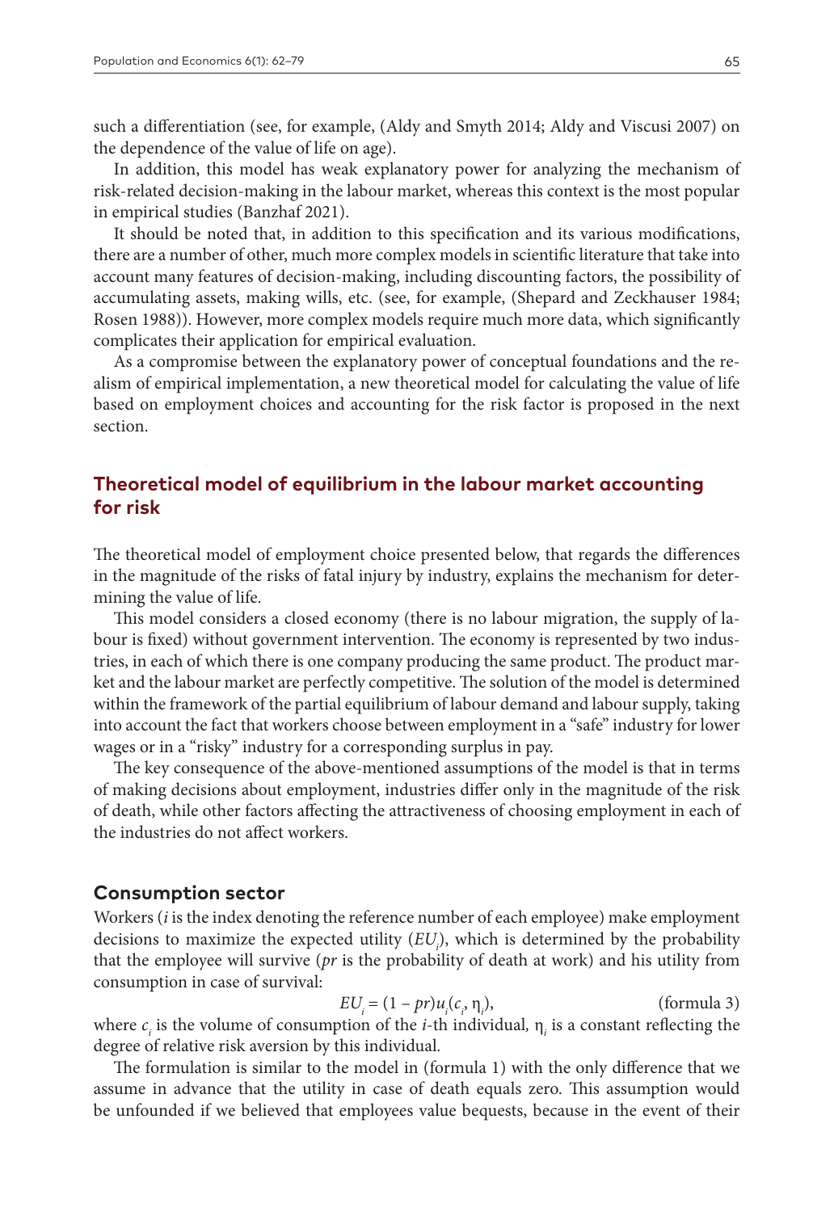such a differentiation (see, for example, (Aldy and Smyth 2014; Aldy and Viscusi 2007) on the dependence of the value of life on age).

In addition, this model has weak explanatory power for analyzing the mechanism of risk-related decision-making in the labour market, whereas this context is the most popular in empirical studies (Banzhaf 2021).

It should be noted that, in addition to this specification and its various modifications, there are a number of other, much more complex models in scientific literature that take into account many features of decision-making, including discounting factors, the possibility of accumulating assets, making wills, etc. (see, for example, (Shepard and Zeckhauser 1984; Rosen 1988)). However, more complex models require much more data, which significantly complicates their application for empirical evaluation.

As a compromise between the explanatory power of conceptual foundations and the realism of empirical implementation, a new theoretical model for calculating the value of life based on employment choices and accounting for the risk factor is proposed in the next section.

## Theoretical model of equilibrium in the labour market accounting for risk

The theoretical model of employment choice presented below, that regards the differences in the magnitude of the risks of fatal injury by industry, explains the mechanism for determining the value of life.

This model considers a closed economy (there is no labour migration, the supply of labour is fixed) without government intervention. The economy is represented by two industries, in each of which there is one company producing the same product. The product market and the labour market are perfectly competitive. The solution of the model is determined within the framework of the partial equilibrium of labour demand and labour supply, taking into account the fact that workers choose between employment in a "safe" industry for lower wages or in a "risky" industry for a corresponding surplus in pay.

The key consequence of the above-mentioned assumptions of the model is that in terms of making decisions about employment, industries differ only in the magnitude of the risk of death, while other factors affecting the attractiveness of choosing employment in each of the industries do not affect workers.

### Consumption sector

Workers ($i$ is the index denoting the reference number of each employee) make employment decisions to maximize the expected utility ($EU_i$), which is determined by the probability that the employee will survive ($pr$ is the probability of death at work) and his utility from consumption in case of survival:

$$EU_i = (1 - pr)u_i(c_i, \eta_i), \qquad \text{(formula 3)}$$

where $c_i$ is the volume of consumption of the $i$-th individual, $\eta_i$ is a constant reflecting the degree of relative risk aversion by this individual.

The formulation is similar to the model in (formula 1) with the only difference that we assume in advance that the utility in case of death equals zero. This assumption would be unfounded if we believed that employees value bequests, because in the event of their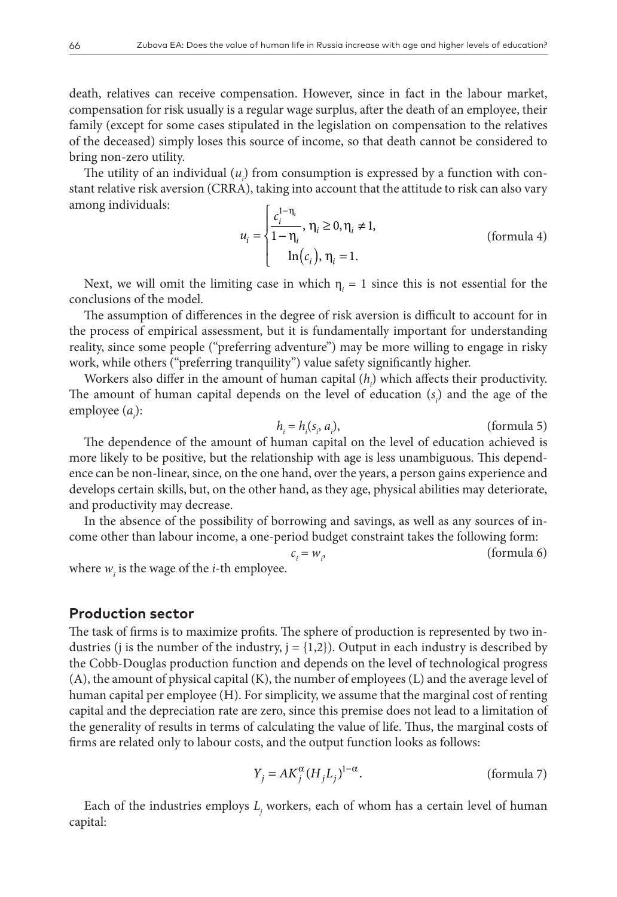death, relatives can receive compensation. However, since in fact in the labour market, compensation for risk usually is a regular wage surplus, after the death of an employee, their family (except for some cases stipulated in the legislation on compensation to the relatives of the deceased) simply loses this source of income, so that death cannot be considered to bring non-zero utility.

The utility of an individual ($u_i$) from consumption is expressed by a function with constant relative risk aversion (CRRA), taking into account that the attitude to risk can also vary among individuals:

$$u_i = \begin{cases} \dfrac{c_i^{1-\eta_i}}{1-\eta_i}, \ \eta_i \geq 0, \eta_i \neq 1, \\ \ln(c_i), \ \eta_i = 1. \end{cases} \qquad \text{(formula 4)}$$

Next, we will omit the limiting case in which $\eta_i = 1$ since this is not essential for the conclusions of the model.

The assumption of differences in the degree of risk aversion is difficult to account for in the process of empirical assessment, but it is fundamentally important for understanding reality, since some people ("preferring adventure") may be more willing to engage in risky work, while others ("preferring tranquility") value safety significantly higher.

Workers also differ in the amount of human capital ($h_i$) which affects their productivity. The amount of human capital depends on the level of education ($s_i$) and the age of the employee ($a_i$):

$$h_i = h_i(s_i, a_i), \qquad \text{(formula 5)}$$

The dependence of the amount of human capital on the level of education achieved is more likely to be positive, but the relationship with age is less unambiguous. This dependence can be non-linear, since, on the one hand, over the years, a person gains experience and develops certain skills, but, on the other hand, as they age, physical abilities may deteriorate, and productivity may decrease.

In the absence of the possibility of borrowing and savings, as well as any sources of income other than labour income, a one-period budget constraint takes the following form:

$$c_i = w_i, \qquad \text{(formula 6)}$$

where $w_i$ is the wage of the $i$-th employee.

## Production sector

The task of firms is to maximize profits. The sphere of production is represented by two industries (j is the number of the industry, j = {1,2}). Output in each industry is described by the Cobb-Douglas production function and depends on the level of technological progress (A), the amount of physical capital (K), the number of employees (L) and the average level of human capital per employee (H). For simplicity, we assume that the marginal cost of renting capital and the depreciation rate are zero, since this premise does not lead to a limitation of the generality of results in terms of calculating the value of life. Thus, the marginal costs of firms are related only to labour costs, and the output function looks as follows:

$$Y_j = AK_j^{\alpha}(H_j L_j)^{1-\alpha}. \qquad \text{(formula 7)}$$

Each of the industries employs $L_j$ workers, each of whom has a certain level of human capital: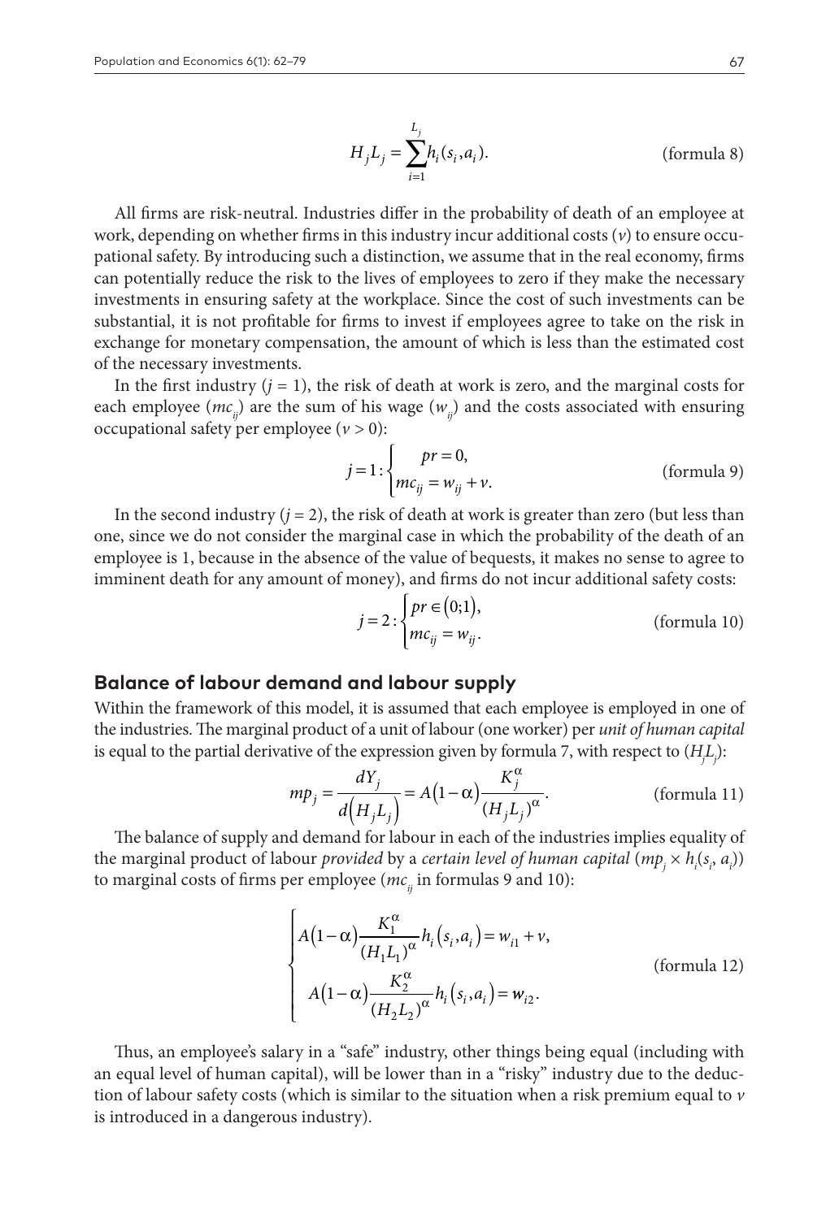$$H_j L_j = \sum_{i=1}^{L_j} h_i(s_i, a_i). \quad \text{(formula 8)}$$

All firms are risk-neutral. Industries differ in the probability of death of an employee at work, depending on whether firms in this industry incur additional costs ($v$) to ensure occupational safety. By introducing such a distinction, we assume that in the real economy, firms can potentially reduce the risk to the lives of employees to zero if they make the necessary investments in ensuring safety at the workplace. Since the cost of such investments can be substantial, it is not profitable for firms to invest if employees agree to take on the risk in exchange for monetary compensation, the amount of which is less than the estimated cost of the necessary investments.

In the first industry ($j = 1$), the risk of death at work is zero, and the marginal costs for each employee ($mc_{ij}$) are the sum of his wage ($w_{ij}$) and the costs associated with ensuring occupational safety per employee ($v > 0$):

$$j = 1: \begin{cases} pr = 0, \\ mc_{ij} = w_{ij} + v. \end{cases} \quad \text{(formula 9)}$$

In the second industry ($j = 2$), the risk of death at work is greater than zero (but less than one, since we do not consider the marginal case in which the probability of the death of an employee is 1, because in the absence of the value of bequests, it makes no sense to agree to imminent death for any amount of money), and firms do not incur additional safety costs:

$$j = 2: \begin{cases} pr \in (0;1), \\ mc_{ij} = w_{ij}. \end{cases} \quad \text{(formula 10)}$$

## Balance of labour demand and labour supply

Within the framework of this model, it is assumed that each employee is employed in one of the industries. The marginal product of a unit of labour (one worker) per *unit of human capital* is equal to the partial derivative of the expression given by formula 7, with respect to ($H_j L_j$):

$$mp_j = \frac{dY_j}{d(H_j L_j)} = A(1-\alpha)\frac{K_j^{\alpha}}{(H_j L_j)^{\alpha}}. \quad \text{(formula 11)}$$

The balance of supply and demand for labour in each of the industries implies equality of the marginal product of labour *provided* by a *certain level of human capital* ($mp_j \times h_i(s_i, a_i)$) to marginal costs of firms per employee ($mc_{ij}$ in formulas 9 and 10):

$$\begin{cases} A(1-\alpha)\dfrac{K_1^{\alpha}}{(H_1 L_1)^{\alpha}} h_i(s_i, a_i) = w_{i1} + v, \\ A(1-\alpha)\dfrac{K_2^{\alpha}}{(H_2 L_2)^{\alpha}} h_i(s_i, a_i) = w_{i2}. \end{cases} \quad \text{(formula 12)}$$

Thus, an employee's salary in a "safe" industry, other things being equal (including with an equal level of human capital), will be lower than in a "risky" industry due to the deduction of labour safety costs (which is similar to the situation when a risk premium equal to $v$ is introduced in a dangerous industry).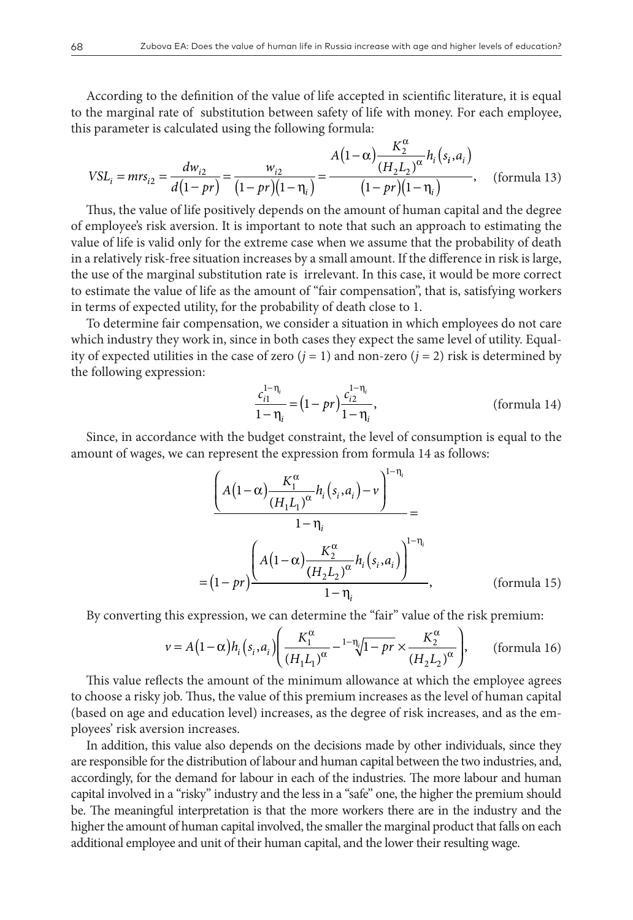According to the definition of the value of life accepted in scientific literature, it is equal to the marginal rate of substitution between safety of life with money. For each employee, this parameter is calculated using the following formula:

$$VSL_i = mrs_{i2} = \frac{dw_{i2}}{d(1-pr)} = \frac{w_{i2}}{(1-pr)(1-\eta_i)} = \frac{A(1-\alpha)\dfrac{K_2^{\alpha}}{(H_2L_2)^{\alpha}}h_i(s_i,a_i)}{(1-pr)(1-\eta_i)}, \quad \text{(formula 13)}$$

Thus, the value of life positively depends on the amount of human capital and the degree of employee's risk aversion. It is important to note that such an approach to estimating the value of life is valid only for the extreme case when we assume that the probability of death in a relatively risk-free situation increases by a small amount. If the difference in risk is large, the use of the marginal substitution rate is irrelevant. In this case, it would be more correct to estimate the value of life as the amount of "fair compensation", that is, satisfying workers in terms of expected utility, for the probability of death close to 1.

To determine fair compensation, we consider a situation in which employees do not care which industry they work in, since in both cases they expect the same level of utility. Equality of expected utilities in the case of zero ($j = 1$) and non-zero ($j = 2$) risk is determined by the following expression:

$$\frac{c_{i1}^{1-\eta_i}}{1-\eta_i} = (1-pr)\frac{c_{i2}^{1-\eta_i}}{1-\eta_i}, \quad \text{(formula 14)}$$

Since, in accordance with the budget constraint, the level of consumption is equal to the amount of wages, we can represent the expression from formula 14 as follows:

$$\frac{\left(A(1-\alpha)\dfrac{K_1^{\alpha}}{(H_1L_1)^{\alpha}}h_i(s_i,a_i) - v\right)^{1-\eta_i}}{1-\eta_i} = (1-pr)\frac{\left(A(1-\alpha)\dfrac{K_2^{\alpha}}{(H_2L_2)^{\alpha}}h_i(s_i,a_i)\right)^{1-\eta_i}}{1-\eta_i}, \quad \text{(formula 15)}$$

By converting this expression, we can determine the "fair" value of the risk premium:

$$v = A(1-\alpha)h_i(s_i,a_i)\left(\frac{K_1^{\alpha}}{(H_1L_1)^{\alpha}} - \sqrt[1-\eta_i]{1-pr} \times \frac{K_2^{\alpha}}{(H_2L_2)^{\alpha}}\right), \quad \text{(formula 16)}$$

This value reflects the amount of the minimum allowance at which the employee agrees to choose a risky job. Thus, the value of this premium increases as the level of human capital (based on age and education level) increases, as the degree of risk increases, and as the employees' risk aversion increases.

In addition, this value also depends on the decisions made by other individuals, since they are responsible for the distribution of labour and human capital between the two industries, and, accordingly, for the demand for labour in each of the industries. The more labour and human capital involved in a "risky" industry and the less in a "safe" one, the higher the premium should be. The meaningful interpretation is that the more workers there are in the industry and the higher the amount of human capital involved, the smaller the marginal product that falls on each additional employee and unit of their human capital, and the lower their resulting wage.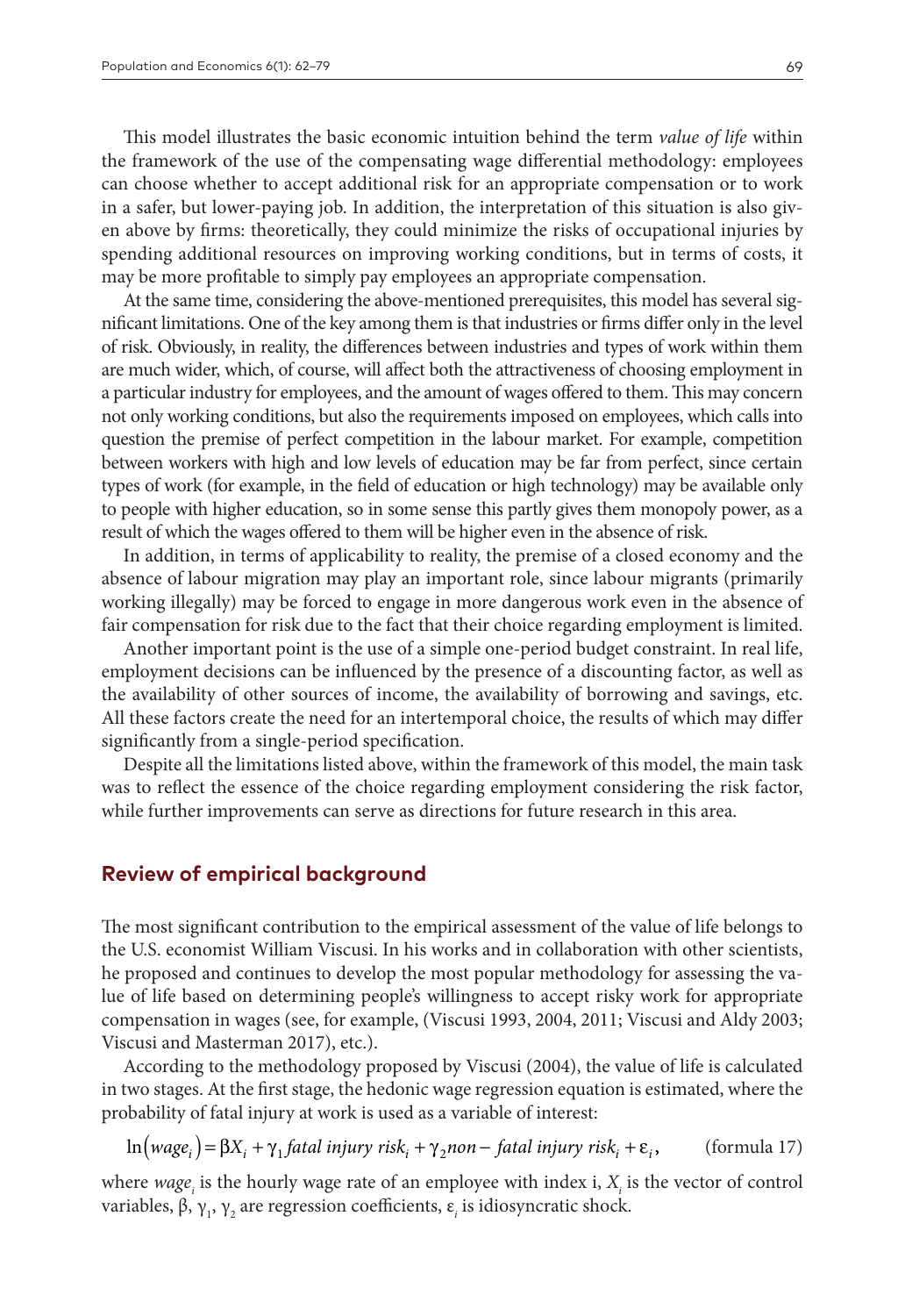This model illustrates the basic economic intuition behind the term *value of life* within the framework of the use of the compensating wage differential methodology: employees can choose whether to accept additional risk for an appropriate compensation or to work in a safer, but lower-paying job. In addition, the interpretation of this situation is also given above by firms: theoretically, they could minimize the risks of occupational injuries by spending additional resources on improving working conditions, but in terms of costs, it may be more profitable to simply pay employees an appropriate compensation.

At the same time, considering the above-mentioned prerequisites, this model has several significant limitations. One of the key among them is that industries or firms differ only in the level of risk. Obviously, in reality, the differences between industries and types of work within them are much wider, which, of course, will affect both the attractiveness of choosing employment in a particular industry for employees, and the amount of wages offered to them. This may concern not only working conditions, but also the requirements imposed on employees, which calls into question the premise of perfect competition in the labour market. For example, competition between workers with high and low levels of education may be far from perfect, since certain types of work (for example, in the field of education or high technology) may be available only to people with higher education, so in some sense this partly gives them monopoly power, as a result of which the wages offered to them will be higher even in the absence of risk.

In addition, in terms of applicability to reality, the premise of a closed economy and the absence of labour migration may play an important role, since labour migrants (primarily working illegally) may be forced to engage in more dangerous work even in the absence of fair compensation for risk due to the fact that their choice regarding employment is limited.

Another important point is the use of a simple one-period budget constraint. In real life, employment decisions can be influenced by the presence of a discounting factor, as well as the availability of other sources of income, the availability of borrowing and savings, etc. All these factors create the need for an intertemporal choice, the results of which may differ significantly from a single-period specification.

Despite all the limitations listed above, within the framework of this model, the main task was to reflect the essence of the choice regarding employment considering the risk factor, while further improvements can serve as directions for future research in this area.

## Review of empirical background

The most significant contribution to the empirical assessment of the value of life belongs to the U.S. economist William Viscusi. In his works and in collaboration with other scientists, he proposed and continues to develop the most popular methodology for assessing the value of life based on determining people's willingness to accept risky work for appropriate compensation in wages (see, for example, (Viscusi 1993, 2004, 2011; Viscusi and Aldy 2003; Viscusi and Masterman 2017), etc.).

According to the methodology proposed by Viscusi (2004), the value of life is calculated in two stages. At the first stage, the hedonic wage regression equation is estimated, where the probability of fatal injury at work is used as a variable of interest:

$$\ln(wage_i) = \beta X_i + \gamma_1 fatal\ injury\ risk_i + \gamma_2 non-fatal\ injury\ risk_i + \varepsilon_i, \qquad \text{(formula 17)}$$

where $wage_i$ is the hourly wage rate of an employee with index i, $X_i$ is the vector of control variables, $\beta$, $\gamma_1$, $\gamma_2$ are regression coefficients, $\varepsilon_i$ is idiosyncratic shock.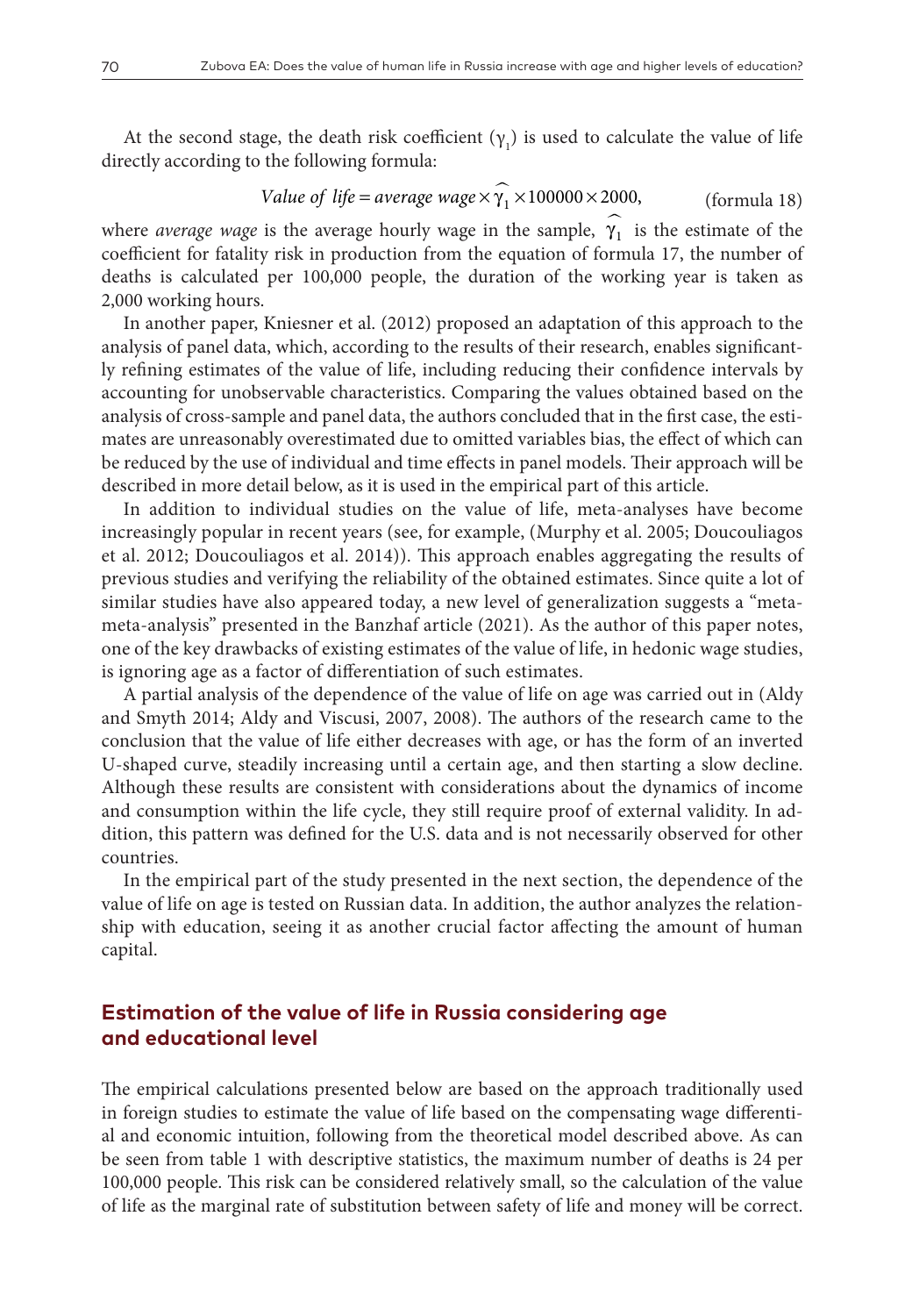At the second stage, the death risk coefficient ($\gamma_1$) is used to calculate the value of life directly according to the following formula:

$$\textit{Value of life} = \textit{average wage} \times \widehat{\gamma_1} \times 100000 \times 2000, \qquad \text{(formula 18)}$$

where *average wage* is the average hourly wage in the sample, $\widehat{\gamma_1}$ is the estimate of the coefficient for fatality risk in production from the equation of formula 17, the number of deaths is calculated per 100,000 people, the duration of the working year is taken as 2,000 working hours.

In another paper, Kniesner et al. (2012) proposed an adaptation of this approach to the analysis of panel data, which, according to the results of their research, enables significantly refining estimates of the value of life, including reducing their confidence intervals by accounting for unobservable characteristics. Comparing the values obtained based on the analysis of cross-sample and panel data, the authors concluded that in the first case, the estimates are unreasonably overestimated due to omitted variables bias, the effect of which can be reduced by the use of individual and time effects in panel models. Their approach will be described in more detail below, as it is used in the empirical part of this article.

In addition to individual studies on the value of life, meta-analyses have become increasingly popular in recent years (see, for example, (Murphy et al. 2005; Doucouliagos et al. 2012; Doucouliagos et al. 2014)). This approach enables aggregating the results of previous studies and verifying the reliability of the obtained estimates. Since quite a lot of similar studies have also appeared today, a new level of generalization suggests a "meta-meta-analysis" presented in the Banzhaf article (2021). As the author of this paper notes, one of the key drawbacks of existing estimates of the value of life, in hedonic wage studies, is ignoring age as a factor of differentiation of such estimates.

A partial analysis of the dependence of the value of life on age was carried out in (Aldy and Smyth 2014; Aldy and Viscusi, 2007, 2008). The authors of the research came to the conclusion that the value of life either decreases with age, or has the form of an inverted U-shaped curve, steadily increasing until a certain age, and then starting a slow decline. Although these results are consistent with considerations about the dynamics of income and consumption within the life cycle, they still require proof of external validity. In addition, this pattern was defined for the U.S. data and is not necessarily observed for other countries.

In the empirical part of the study presented in the next section, the dependence of the value of life on age is tested on Russian data. In addition, the author analyzes the relationship with education, seeing it as another crucial factor affecting the amount of human capital.

## Estimation of the value of life in Russia considering age and educational level

The empirical calculations presented below are based on the approach traditionally used in foreign studies to estimate the value of life based on the compensating wage differential and economic intuition, following from the theoretical model described above. As can be seen from table 1 with descriptive statistics, the maximum number of deaths is 24 per 100,000 people. This risk can be considered relatively small, so the calculation of the value of life as the marginal rate of substitution between safety of life and money will be correct.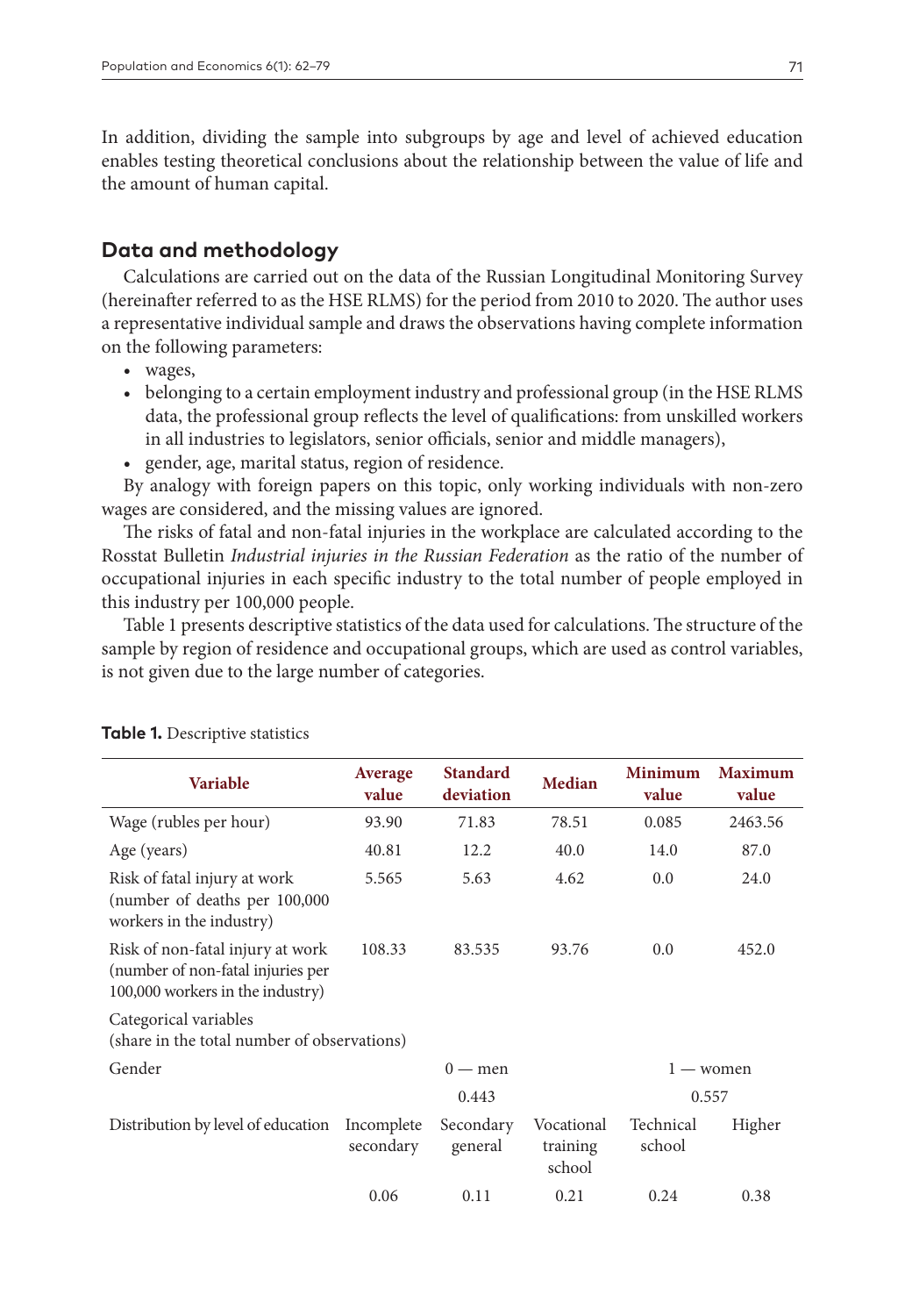In addition, dividing the sample into subgroups by age and level of achieved education enables testing theoretical conclusions about the relationship between the value of life and the amount of human capital.

## Data and methodology

Calculations are carried out on the data of the Russian Longitudinal Monitoring Survey (hereinafter referred to as the HSE RLMS) for the period from 2010 to 2020. The author uses a representative individual sample and draws the observations having complete information on the following parameters:

- wages,
- belonging to a certain employment industry and professional group (in the HSE RLMS data, the professional group reflects the level of qualifications: from unskilled workers in all industries to legislators, senior officials, senior and middle managers),
- gender, age, marital status, region of residence.

By analogy with foreign papers on this topic, only working individuals with non-zero wages are considered, and the missing values are ignored.

The risks of fatal and non-fatal injuries in the workplace are calculated according to the Rosstat Bulletin *Industrial injuries in the Russian Federation* as the ratio of the number of occupational injuries in each specific industry to the total number of people employed in this industry per 100,000 people.

Table 1 presents descriptive statistics of the data used for calculations. The structure of the sample by region of residence and occupational groups, which are used as control variables, is not given due to the large number of categories.

**Table 1.** Descriptive statistics

| Variable | Average value | Standard deviation | Median | Minimum value | Maximum value |
|---|---|---|---|---|---|
| Wage (rubles per hour) | 93.90 | 71.83 | 78.51 | 0.085 | 2463.56 |
| Age (years) | 40.81 | 12.2 | 40.0 | 14.0 | 87.0 |
| Risk of fatal injury at work (number of deaths per 100,000 workers in the industry) | 5.565 | 5.63 | 4.62 | 0.0 | 24.0 |
| Risk of non-fatal injury at work (number of non-fatal injuries per 100,000 workers in the industry) | 108.33 | 83.535 | 93.76 | 0.0 | 452.0 |
| Categorical variables (share in the total number of observations) | | | | | |
| Gender | | 0 — men | | 1 — women | |
| | | 0.443 | | 0.557 | |
| Distribution by level of education | Incomplete secondary | Secondary general | Vocational training school | Technical school | Higher |
| | 0.06 | 0.11 | 0.21 | 0.24 | 0.38 |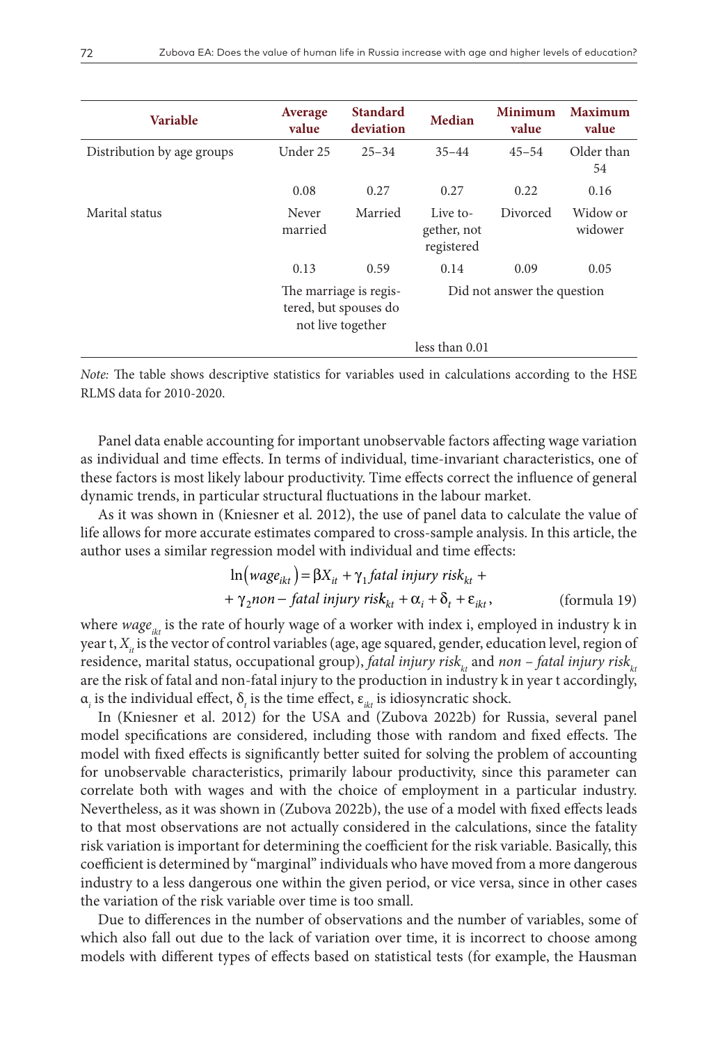| Variable | Average value | Standard deviation | Median | Minimum value | Maximum value |
|---|---|---|---|---|---|
| Distribution by age groups | Under 25 | 25–34 | 35–44 | 45–54 | Older than 54 |
| | 0.08 | 0.27 | 0.27 | 0.22 | 0.16 |
| Marital status | Never married | Married | Live together, not registered | Divorced | Widow or widower |
| | 0.13 | 0.59 | 0.14 | 0.09 | 0.05 |
| | The marriage is registered, but spouses do not live together | | Did not answer the question | | |
| | | | less than 0.01 | | |

*Note:* The table shows descriptive statistics for variables used in calculations according to the HSE RLMS data for 2010-2020.

Panel data enable accounting for important unobservable factors affecting wage variation as individual and time effects. In terms of individual, time-invariant characteristics, one of these factors is most likely labour productivity. Time effects correct the influence of general dynamic trends, in particular structural fluctuations in the labour market.

As it was shown in (Kniesner et al. 2012), the use of panel data to calculate the value of life allows for more accurate estimates compared to cross-sample analysis. In this article, the author uses a similar regression model with individual and time effects:

$$\ln\left(wage_{ikt}\right) = \beta X_{it} + \gamma_1 \textit{fatal injury risk}_{kt} + \gamma_2 \textit{non-fatal injury risk}_{kt} + \alpha_i + \delta_t + \varepsilon_{ikt}, \qquad \text{(formula 19)}$$

where $wage_{ikt}$ is the rate of hourly wage of a worker with index i, employed in industry k in year t, $X_{it}$ is the vector of control variables (age, age squared, gender, education level, region of residence, marital status, occupational group), $\textit{fatal injury risk}_{kt}$ and $\textit{non-fatal injury risk}_{kt}$ are the risk of fatal and non-fatal injury to the production in industry k in year t accordingly, $\alpha_i$ is the individual effect, $\delta_t$ is the time effect, $\varepsilon_{ikt}$ is idiosyncratic shock.

In (Kniesner et al. 2012) for the USA and (Zubova 2022b) for Russia, several panel model specifications are considered, including those with random and fixed effects. The model with fixed effects is significantly better suited for solving the problem of accounting for unobservable characteristics, primarily labour productivity, since this parameter can correlate both with wages and with the choice of employment in a particular industry. Nevertheless, as it was shown in (Zubova 2022b), the use of a model with fixed effects leads to that most observations are not actually considered in the calculations, since the fatality risk variation is important for determining the coefficient for the risk variable. Basically, this coefficient is determined by "marginal" individuals who have moved from a more dangerous industry to a less dangerous one within the given period, or vice versa, since in other cases the variation of the risk variable over time is too small.

Due to differences in the number of observations and the number of variables, some of which also fall out due to the lack of variation over time, it is incorrect to choose among models with different types of effects based on statistical tests (for example, the Hausman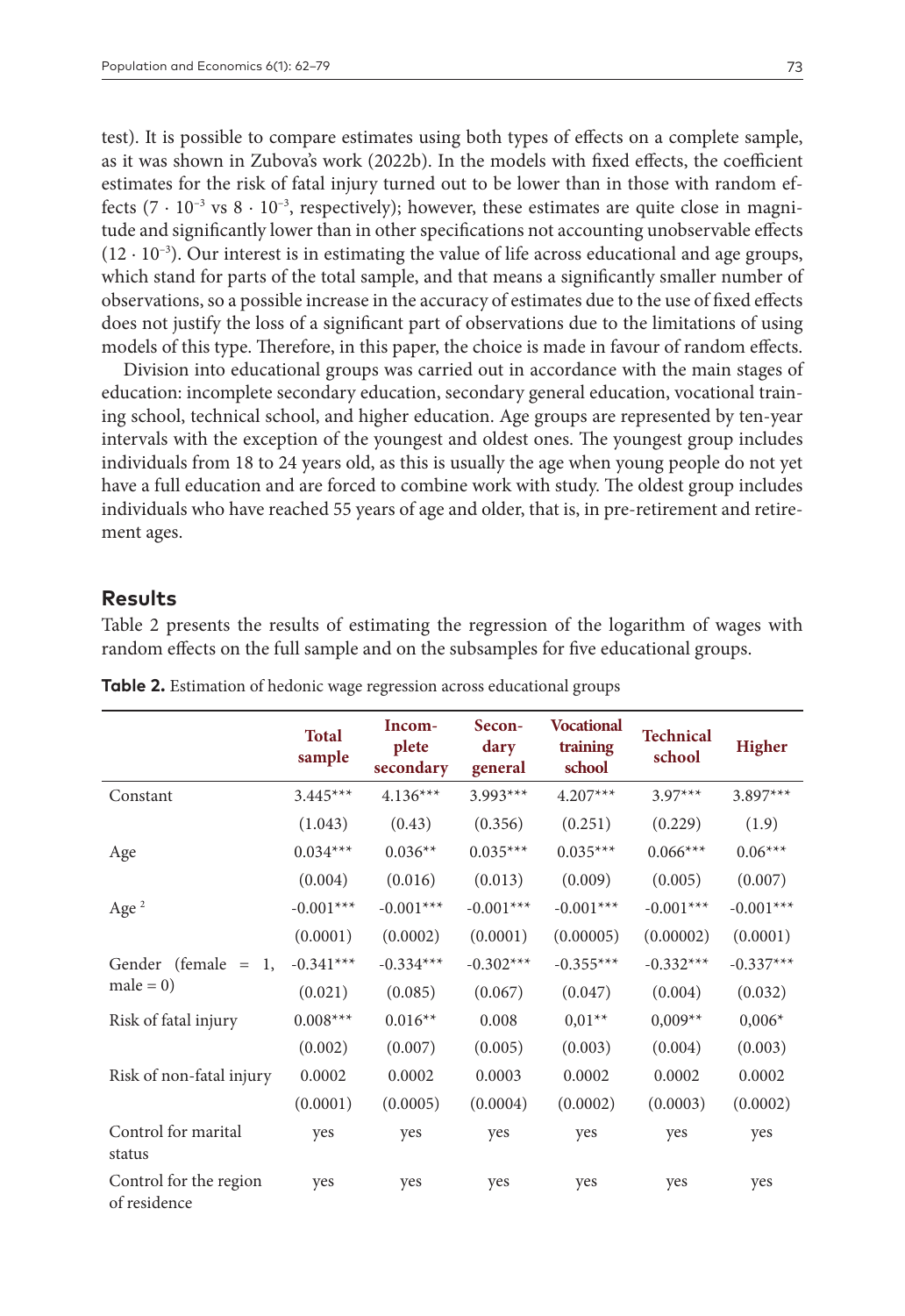test). It is possible to compare estimates using both types of effects on a complete sample, as it was shown in Zubova's work (2022b). In the models with fixed effects, the coefficient estimates for the risk of fatal injury turned out to be lower than in those with random effects ($7 \cdot 10^{-3}$ vs $8 \cdot 10^{-3}$, respectively); however, these estimates are quite close in magnitude and significantly lower than in other specifications not accounting unobservable effects ($12 \cdot 10^{-3}$). Our interest is in estimating the value of life across educational and age groups, which stand for parts of the total sample, and that means a significantly smaller number of observations, so a possible increase in the accuracy of estimates due to the use of fixed effects does not justify the loss of a significant part of observations due to the limitations of using models of this type. Therefore, in this paper, the choice is made in favour of random effects.

Division into educational groups was carried out in accordance with the main stages of education: incomplete secondary education, secondary general education, vocational training school, technical school, and higher education. Age groups are represented by ten-year intervals with the exception of the youngest and oldest ones. The youngest group includes individuals from 18 to 24 years old, as this is usually the age when young people do not yet have a full education and are forced to combine work with study. The oldest group includes individuals who have reached 55 years of age and older, that is, in pre-retirement and retirement ages.

## Results

Table 2 presents the results of estimating the regression of the logarithm of wages with random effects on the full sample and on the subsamples for five educational groups.

**Table 2.** Estimation of hedonic wage regression across educational groups

| | Total sample | Incomplete secondary | Secondary general | Vocational training school | Technical school | Higher |
|---|---|---|---|---|---|---|
| Constant | 3.445*** | 4.136*** | 3.993*** | 4.207*** | 3.97*** | 3.897*** |
| | (1.043) | (0.43) | (0.356) | (0.251) | (0.229) | (1.9) |
| Age | 0.034*** | 0.036** | 0.035*** | 0.035*** | 0.066*** | 0.06*** |
| | (0.004) | (0.016) | (0.013) | (0.009) | (0.005) | (0.007) |
| Age $^2$ | -0.001*** | -0.001*** | -0.001*** | -0.001*** | -0.001*** | -0.001*** |
| | (0.0001) | (0.0002) | (0.0001) | (0.00005) | (0.00002) | (0.0001) |
| Gender (female = 1, male = 0) | -0.341*** | -0.334*** | -0.302*** | -0.355*** | -0.332*** | -0.337*** |
| | (0.021) | (0.085) | (0.067) | (0.047) | (0.004) | (0.032) |
| Risk of fatal injury | 0.008*** | 0.016** | 0.008 | 0,01** | 0,009** | 0,006* |
| | (0.002) | (0.007) | (0.005) | (0.003) | (0.004) | (0.003) |
| Risk of non-fatal injury | 0.0002 | 0.0002 | 0.0003 | 0.0002 | 0.0002 | 0.0002 |
| | (0.0001) | (0.0005) | (0.0004) | (0.0002) | (0.0003) | (0.0002) |
| Control for marital status | yes | yes | yes | yes | yes | yes |
| Control for the region of residence | yes | yes | yes | yes | yes | yes |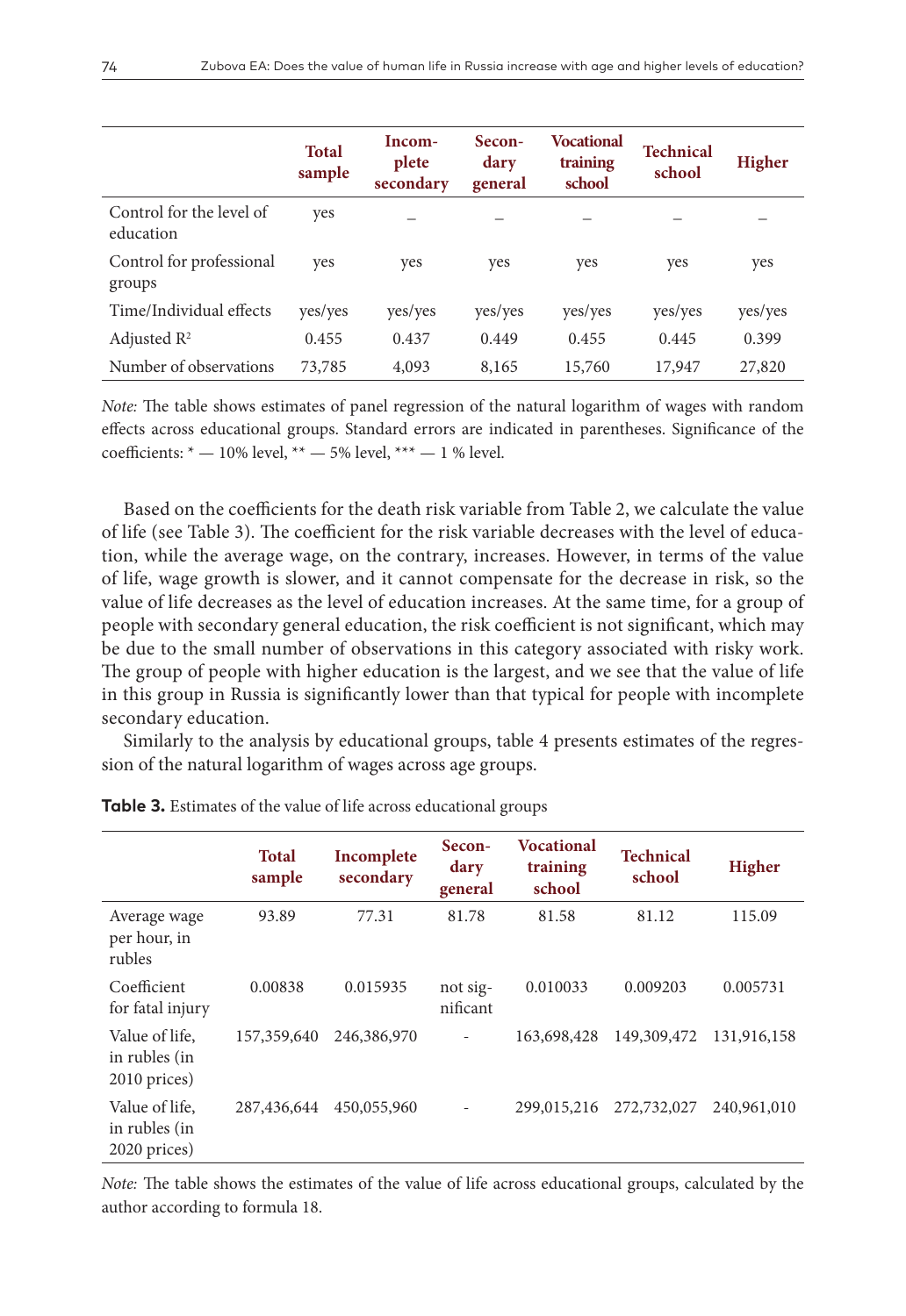|  | Total sample | Incomplete secondary | Secondary general | Vocational training school | Technical school | Higher |
|---|---|---|---|---|---|---|
| Control for the level of education | yes | – | – | – | – | – |
| Control for professional groups | yes | yes | yes | yes | yes | yes |
| Time/Individual effects | yes/yes | yes/yes | yes/yes | yes/yes | yes/yes | yes/yes |
| Adjusted $R^2$ | 0.455 | 0.437 | 0.449 | 0.455 | 0.445 | 0.399 |
| Number of observations | 73,785 | 4,093 | 8,165 | 15,760 | 17,947 | 27,820 |

*Note:* The table shows estimates of panel regression of the natural logarithm of wages with random effects across educational groups. Standard errors are indicated in parentheses. Significance of the coefficients: * — 10% level, ** — 5% level, *** — 1 % level.

Based on the coefficients for the death risk variable from Table 2, we calculate the value of life (see Table 3). The coefficient for the risk variable decreases with the level of education, while the average wage, on the contrary, increases. However, in terms of the value of life, wage growth is slower, and it cannot compensate for the decrease in risk, so the value of life decreases as the level of education increases. At the same time, for a group of people with secondary general education, the risk coefficient is not significant, which may be due to the small number of observations in this category associated with risky work. The group of people with higher education is the largest, and we see that the value of life in this group in Russia is significantly lower than that typical for people with incomplete secondary education.

Similarly to the analysis by educational groups, table 4 presents estimates of the regression of the natural logarithm of wages across age groups.

**Table 3.** Estimates of the value of life across educational groups

|  | Total sample | Incomplete secondary | Secondary general | Vocational training school | Technical school | Higher |
|---|---|---|---|---|---|---|
| Average wage per hour, in rubles | 93.89 | 77.31 | 81.78 | 81.58 | 81.12 | 115.09 |
| Coefficient for fatal injury | 0.00838 | 0.015935 | not significant | 0.010033 | 0.009203 | 0.005731 |
| Value of life, in rubles (in 2010 prices) | 157,359,640 | 246,386,970 | - | 163,698,428 | 149,309,472 | 131,916,158 |
| Value of life, in rubles (in 2020 prices) | 287,436,644 | 450,055,960 | - | 299,015,216 | 272,732,027 | 240,961,010 |

*Note:* The table shows the estimates of the value of life across educational groups, calculated by the author according to formula 18.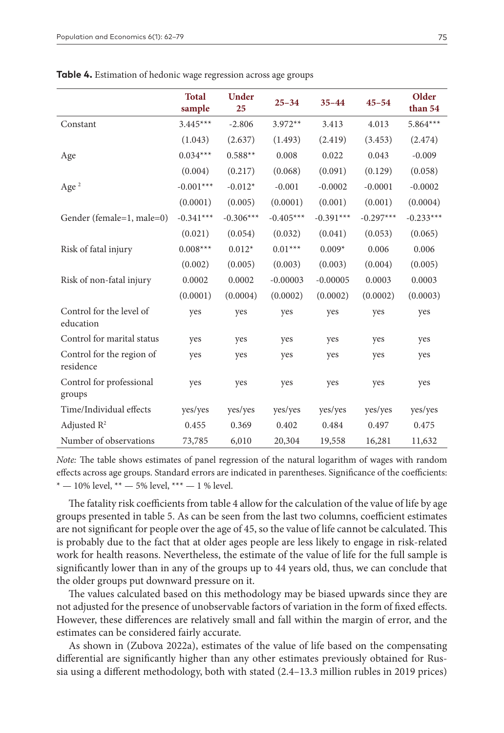**Table 4.** Estimation of hedonic wage regression across age groups

| | Total sample | Under 25 | 25–34 | 35–44 | 45–54 | Older than 54 |
|---|---|---|---|---|---|---|
| Constant | 3.445*** | -2.806 | 3.972** | 3.413 | 4.013 | 5.864*** |
| | (1.043) | (2.637) | (1.493) | (2.419) | (3.453) | (2.474) |
| Age | 0.034*** | 0.588** | 0.008 | 0.022 | 0.043 | -0.009 |
| | (0.004) | (0.217) | (0.068) | (0.091) | (0.129) | (0.058) |
| Age $^2$ | -0.001*** | -0.012* | -0.001 | -0.0002 | -0.0001 | -0.0002 |
| | (0.0001) | (0.005) | (0.0001) | (0.001) | (0.001) | (0.0004) |
| Gender (female=1, male=0) | -0.341*** | -0.306*** | -0.405*** | -0.391*** | -0.297*** | -0.233*** |
| | (0.021) | (0.054) | (0.032) | (0.041) | (0.053) | (0.065) |
| Risk of fatal injury | 0.008*** | 0.012* | 0.01*** | 0.009* | 0.006 | 0.006 |
| | (0.002) | (0.005) | (0.003) | (0.003) | (0.004) | (0.005) |
| Risk of non-fatal injury | 0.0002 | 0.0002 | -0.00003 | -0.00005 | 0.0003 | 0.0003 |
| | (0.0001) | (0.0004) | (0.0002) | (0.0002) | (0.0002) | (0.0003) |
| Control for the level of education | yes | yes | yes | yes | yes | yes |
| Control for marital status | yes | yes | yes | yes | yes | yes |
| Control for the region of residence | yes | yes | yes | yes | yes | yes |
| Control for professional groups | yes | yes | yes | yes | yes | yes |
| Time/Individual effects | yes/yes | yes/yes | yes/yes | yes/yes | yes/yes | yes/yes |
| Adjusted $R^2$ | 0.455 | 0.369 | 0.402 | 0.484 | 0.497 | 0.475 |
| Number of observations | 73,785 | 6,010 | 20,304 | 19,558 | 16,281 | 11,632 |

*Note:* The table shows estimates of panel regression of the natural logarithm of wages with random effects across age groups. Standard errors are indicated in parentheses. Significance of the coefficients: * — 10% level, ** — 5% level, *** — 1 % level.

The fatality risk coefficients from table 4 allow for the calculation of the value of life by age groups presented in table 5. As can be seen from the last two columns, coefficient estimates are not significant for people over the age of 45, so the value of life cannot be calculated. This is probably due to the fact that at older ages people are less likely to engage in risk-related work for health reasons. Nevertheless, the estimate of the value of life for the full sample is significantly lower than in any of the groups up to 44 years old, thus, we can conclude that the older groups put downward pressure on it.

The values calculated based on this methodology may be biased upwards since they are not adjusted for the presence of unobservable factors of variation in the form of fixed effects. However, these differences are relatively small and fall within the margin of error, and the estimates can be considered fairly accurate.

As shown in (Zubova 2022a), estimates of the value of life based on the compensating differential are significantly higher than any other estimates previously obtained for Russia using a different methodology, both with stated (2.4–13.3 million rubles in 2019 prices)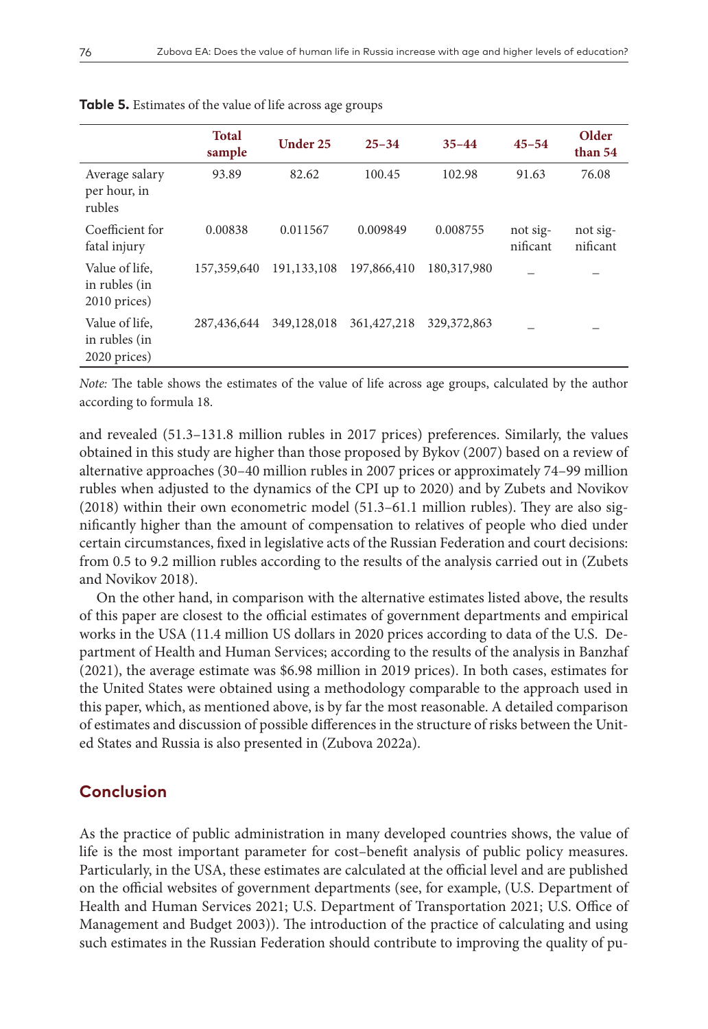**Table 5.** Estimates of the value of life across age groups

| | Total sample | Under 25 | 25–34 | 35–44 | 45–54 | Older than 54 |
|---|---|---|---|---|---|---|
| Average salary per hour, in rubles | 93.89 | 82.62 | 100.45 | 102.98 | 91.63 | 76.08 |
| Coefficient for fatal injury | 0.00838 | 0.011567 | 0.009849 | 0.008755 | not significant | not significant |
| Value of life, in rubles (in 2010 prices) | 157,359,640 | 191,133,108 | 197,866,410 | 180,317,980 | – | – |
| Value of life, in rubles (in 2020 prices) | 287,436,644 | 349,128,018 | 361,427,218 | 329,372,863 | – | – |

*Note:* The table shows the estimates of the value of life across age groups, calculated by the author according to formula 18.

and revealed (51.3–131.8 million rubles in 2017 prices) preferences. Similarly, the values obtained in this study are higher than those proposed by Bykov (2007) based on a review of alternative approaches (30–40 million rubles in 2007 prices or approximately 74–99 million rubles when adjusted to the dynamics of the CPI up to 2020) and by Zubets and Novikov (2018) within their own econometric model (51.3–61.1 million rubles). They are also significantly higher than the amount of compensation to relatives of people who died under certain circumstances, fixed in legislative acts of the Russian Federation and court decisions: from 0.5 to 9.2 million rubles according to the results of the analysis carried out in (Zubets and Novikov 2018).

On the other hand, in comparison with the alternative estimates listed above, the results of this paper are closest to the official estimates of government departments and empirical works in the USA (11.4 million US dollars in 2020 prices according to data of the U.S. Department of Health and Human Services; according to the results of the analysis in Banzhaf (2021), the average estimate was $6.98 million in 2019 prices). In both cases, estimates for the United States were obtained using a methodology comparable to the approach used in this paper, which, as mentioned above, is by far the most reasonable. A detailed comparison of estimates and discussion of possible differences in the structure of risks between the United States and Russia is also presented in (Zubova 2022a).

## Conclusion

As the practice of public administration in many developed countries shows, the value of life is the most important parameter for cost–benefit analysis of public policy measures. Particularly, in the USA, these estimates are calculated at the official level and are published on the official websites of government departments (see, for example, (U.S. Department of Health and Human Services 2021; U.S. Department of Transportation 2021; U.S. Office of Management and Budget 2003)). The introduction of the practice of calculating and using such estimates in the Russian Federation should contribute to improving the quality of pu-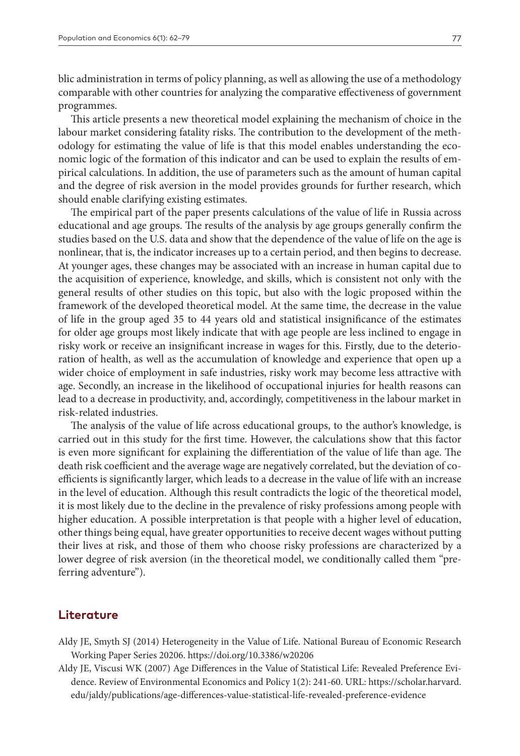blic administration in terms of policy planning, as well as allowing the use of a methodology comparable with other countries for analyzing the comparative effectiveness of government programmes.

This article presents a new theoretical model explaining the mechanism of choice in the labour market considering fatality risks. The contribution to the development of the methodology for estimating the value of life is that this model enables understanding the economic logic of the formation of this indicator and can be used to explain the results of empirical calculations. In addition, the use of parameters such as the amount of human capital and the degree of risk aversion in the model provides grounds for further research, which should enable clarifying existing estimates.

The empirical part of the paper presents calculations of the value of life in Russia across educational and age groups. The results of the analysis by age groups generally confirm the studies based on the U.S. data and show that the dependence of the value of life on the age is nonlinear, that is, the indicator increases up to a certain period, and then begins to decrease. At younger ages, these changes may be associated with an increase in human capital due to the acquisition of experience, knowledge, and skills, which is consistent not only with the general results of other studies on this topic, but also with the logic proposed within the framework of the developed theoretical model. At the same time, the decrease in the value of life in the group aged 35 to 44 years old and statistical insignificance of the estimates for older age groups most likely indicate that with age people are less inclined to engage in risky work or receive an insignificant increase in wages for this. Firstly, due to the deterioration of health, as well as the accumulation of knowledge and experience that open up a wider choice of employment in safe industries, risky work may become less attractive with age. Secondly, an increase in the likelihood of occupational injuries for health reasons can lead to a decrease in productivity, and, accordingly, competitiveness in the labour market in risk-related industries.

The analysis of the value of life across educational groups, to the author's knowledge, is carried out in this study for the first time. However, the calculations show that this factor is even more significant for explaining the differentiation of the value of life than age. The death risk coefficient and the average wage are negatively correlated, but the deviation of coefficients is significantly larger, which leads to a decrease in the value of life with an increase in the level of education. Although this result contradicts the logic of the theoretical model, it is most likely due to the decline in the prevalence of risky professions among people with higher education. A possible interpretation is that people with a higher level of education, other things being equal, have greater opportunities to receive decent wages without putting their lives at risk, and those of them who choose risky professions are characterized by a lower degree of risk aversion (in the theoretical model, we conditionally called them "preferring adventure").

## Literature

Aldy JE, Smyth SJ (2014) Heterogeneity in the Value of Life. National Bureau of Economic Research Working Paper Series 20206. https://doi.org/10.3386/w20206

Aldy JE, Viscusi WK (2007) Age Differences in the Value of Statistical Life: Revealed Preference Evidence. Review of Environmental Economics and Policy 1(2): 241-60. URL: https://scholar.harvard.edu/jaldy/publications/age-differences-value-statistical-life-revealed-preference-evidence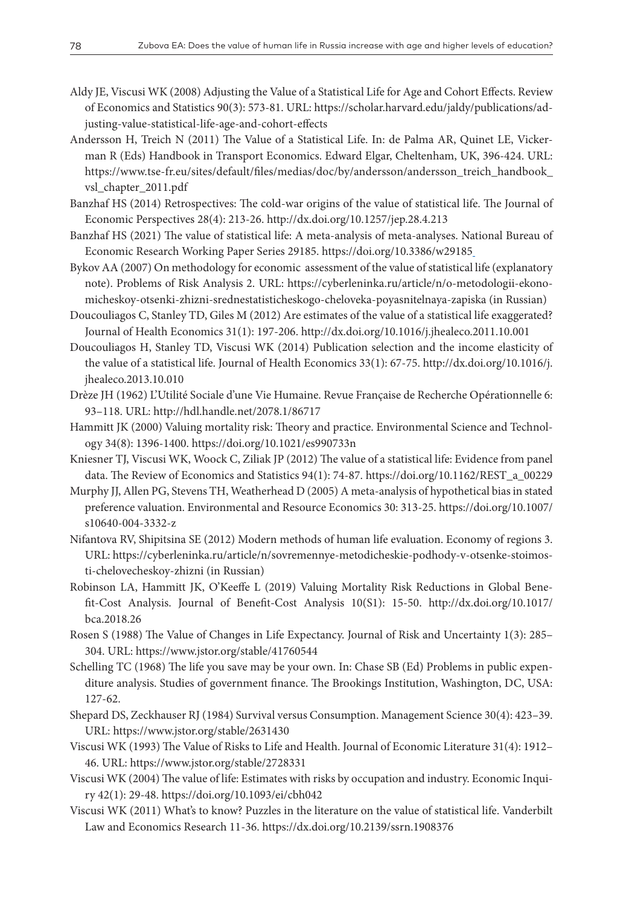Aldy JE, Viscusi WK (2008) Adjusting the Value of a Statistical Life for Age and Cohort Effects. Review of Economics and Statistics 90(3): 573-81. URL: https://scholar.harvard.edu/jaldy/publications/adjusting-value-statistical-life-age-and-cohort-effects

Andersson H, Treich N (2011) The Value of a Statistical Life. In: de Palma AR, Quinet LE, Vickerman R (Eds) Handbook in Transport Economics. Edward Elgar, Cheltenham, UK, 396-424. URL: https://www.tse-fr.eu/sites/default/files/medias/doc/by/andersson/andersson_treich_handbook_vsl_chapter_2011.pdf

Banzhaf HS (2014) Retrospectives: The cold-war origins of the value of statistical life. The Journal of Economic Perspectives 28(4): 213-26. http://dx.doi.org/10.1257/jep.28.4.213

Banzhaf HS (2021) The value of statistical life: A meta-analysis of meta-analyses. National Bureau of Economic Research Working Paper Series 29185. https://doi.org/10.3386/w29185

Bykov AA (2007) On methodology for economic assessment of the value of statistical life (explanatory note). Problems of Risk Analysis 2. URL: https://cyberleninka.ru/article/n/o-metodologii-ekonomicheskoy-otsenki-zhizni-srednestatisticheskogo-cheloveka-poyasnitelnaya-zapiska (in Russian)

Doucouliagos C, Stanley TD, Giles M (2012) Are estimates of the value of a statistical life exaggerated? Journal of Health Economics 31(1): 197-206. http://dx.doi.org/10.1016/j.jhealeco.2011.10.001

Doucouliagos H, Stanley TD, Viscusi WK (2014) Publication selection and the income elasticity of the value of a statistical life. Journal of Health Economics 33(1): 67-75. http://dx.doi.org/10.1016/j.jhealeco.2013.10.010

Drèze JH (1962) L'Utilité Sociale d'une Vie Humaine. Revue Française de Recherche Opérationnelle 6: 93–118. URL: http://hdl.handle.net/2078.1/86717

Hammitt JK (2000) Valuing mortality risk: Theory and practice. Environmental Science and Technology 34(8): 1396-1400. https://doi.org/10.1021/es990733n

Kniesner TJ, Viscusi WK, Woock C, Ziliak JP (2012) The value of a statistical life: Evidence from panel data. The Review of Economics and Statistics 94(1): 74-87. https://doi.org/10.1162/REST_a_00229

Murphy JJ, Allen PG, Stevens TH, Weatherhead D (2005) A meta-analysis of hypothetical bias in stated preference valuation. Environmental and Resource Economics 30: 313-25. https://doi.org/10.1007/s10640-004-3332-z

Nifantova RV, Shipitsina SE (2012) Modern methods of human life evaluation. Economy of regions 3. URL: https://cyberleninka.ru/article/n/sovremennye-metodicheskie-podhody-v-otsenke-stoimosti-chelovecheskoy-zhizni (in Russian)

Robinson LA, Hammitt JK, O'Keeffe L (2019) Valuing Mortality Risk Reductions in Global Benefit-Cost Analysis. Journal of Benefit-Cost Analysis 10(S1): 15-50. http://dx.doi.org/10.1017/bca.2018.26

Rosen S (1988) The Value of Changes in Life Expectancy. Journal of Risk and Uncertainty 1(3): 285–304. URL: https://www.jstor.org/stable/41760544

Schelling TC (1968) The life you save may be your own. In: Chase SB (Ed) Problems in public expenditure analysis. Studies of government finance. The Brookings Institution, Washington, DC, USA: 127-62.

Shepard DS, Zeckhauser RJ (1984) Survival versus Consumption. Management Science 30(4): 423–39. URL: https://www.jstor.org/stable/2631430

Viscusi WK (1993) The Value of Risks to Life and Health. Journal of Economic Literature 31(4): 1912–46. URL: https://www.jstor.org/stable/2728331

Viscusi WK (2004) The value of life: Estimates with risks by occupation and industry. Economic Inquiry 42(1): 29-48. https://doi.org/10.1093/ei/cbh042

Viscusi WK (2011) What's to know? Puzzles in the literature on the value of statistical life. Vanderbilt Law and Economics Research 11-36. https://dx.doi.org/10.2139/ssrn.1908376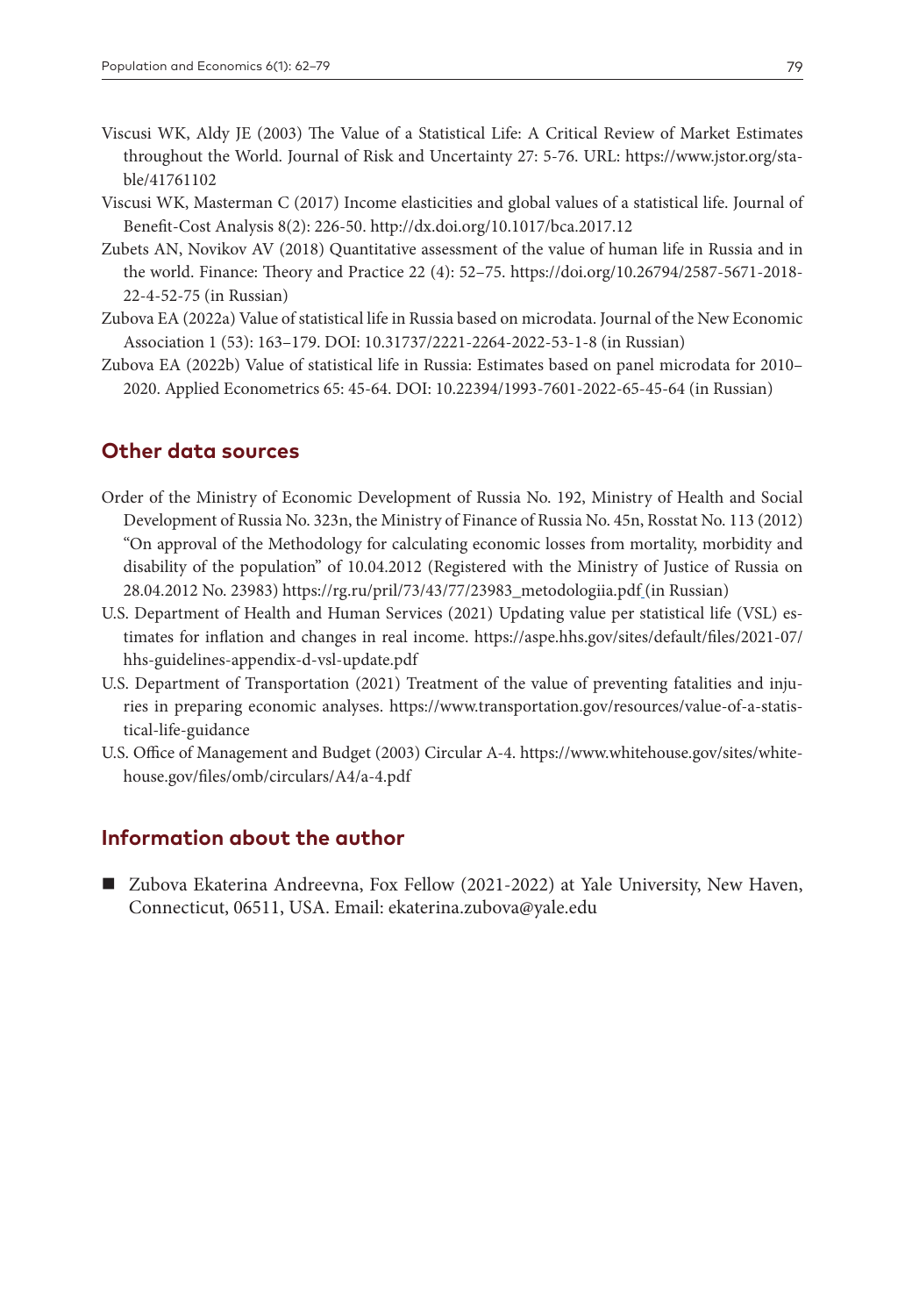Viscusi WK, Aldy JE (2003) The Value of a Statistical Life: A Critical Review of Market Estimates throughout the World. Journal of Risk and Uncertainty 27: 5-76. URL: https://www.jstor.org/stable/41761102

Viscusi WK, Masterman C (2017) Income elasticities and global values of a statistical life. Journal of Benefit-Cost Analysis 8(2): 226-50. http://dx.doi.org/10.1017/bca.2017.12

Zubets AN, Novikov AV (2018) Quantitative assessment of the value of human life in Russia and in the world. Finance: Theory and Practice 22 (4): 52–75. https://doi.org/10.26794/2587-5671-2018-22-4-52-75 (in Russian)

Zubova EA (2022a) Value of statistical life in Russia based on microdata. Journal of the New Economic Association 1 (53): 163–179. DOI: 10.31737/2221-2264-2022-53-1-8 (in Russian)

Zubova EA (2022b) Value of statistical life in Russia: Estimates based on panel microdata for 2010–2020. Applied Econometrics 65: 45-64. DOI: 10.22394/1993-7601-2022-65-45-64 (in Russian)

## Other data sources

Order of the Ministry of Economic Development of Russia No. 192, Ministry of Health and Social Development of Russia No. 323n, the Ministry of Finance of Russia No. 45n, Rosstat No. 113 (2012) "On approval of the Methodology for calculating economic losses from mortality, morbidity and disability of the population" of 10.04.2012 (Registered with the Ministry of Justice of Russia on 28.04.2012 No. 23983) https://rg.ru/pril/73/43/77/23983_metodologiia.pdf (in Russian)

U.S. Department of Health and Human Services (2021) Updating value per statistical life (VSL) estimates for inflation and changes in real income. https://aspe.hhs.gov/sites/default/files/2021-07/hhs-guidelines-appendix-d-vsl-update.pdf

U.S. Department of Transportation (2021) Treatment of the value of preventing fatalities and injuries in preparing economic analyses. https://www.transportation.gov/resources/value-of-a-statistical-life-guidance

U.S. Office of Management and Budget (2003) Circular A-4. https://www.whitehouse.gov/sites/whitehouse.gov/files/omb/circulars/A4/a-4.pdf

## Information about the author

- Zubova Ekaterina Andreevna, Fox Fellow (2021-2022) at Yale University, New Haven, Connecticut, 06511, USA. Email: ekaterina.zubova@yale.edu